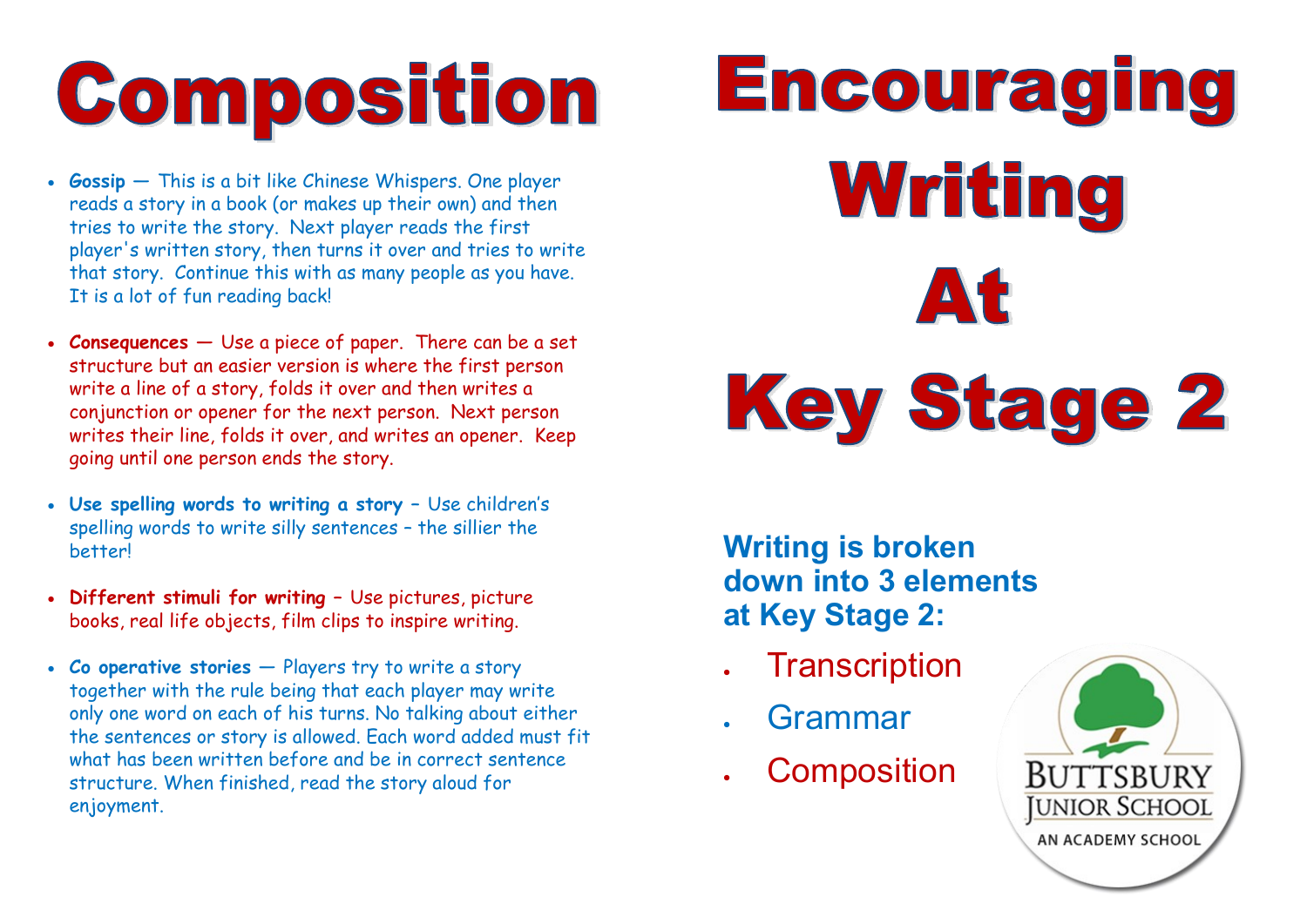# Composition

- **Gossip** — This is a bit like Chinese Whispers. One player reads a story in a book (or makes up their own) and then tries to write the story. Next player reads the first player's written story, then turns it over and tries to write that story. Continue this with as many people as you have. It is a lot of fun reading back!
- **Consequences** — Use a piece of paper. There can be a set structure but an easier version is where the first person write a line of a story, folds it over and then writes a conjunction or opener for the next person. Next person writes their line, folds it over, and writes an opener. Keep going until one person ends the story.
- **Use spelling words to writing a story** – Use children's spelling words to write silly sentences – the sillier the better!
- **Different stimuli for writing** – Use pictures, picture books, real life objects, film clips to inspire writing.
- **Co operative stories** — Players try to write a story together with the rule being that each player may write only one word on each of his turns. No talking about either the sentences or story is allowed. Each word added must fit what has been written before and be in correct sentence structure. When finished, read the story aloud for enjoyment.

# Encouraging Writing At Key Stage 2

**Writing is broken down into 3 elements at Key Stage 2:**

- Transcription
- Grammar
- Composition

Buttsbury Junior School
An Academy School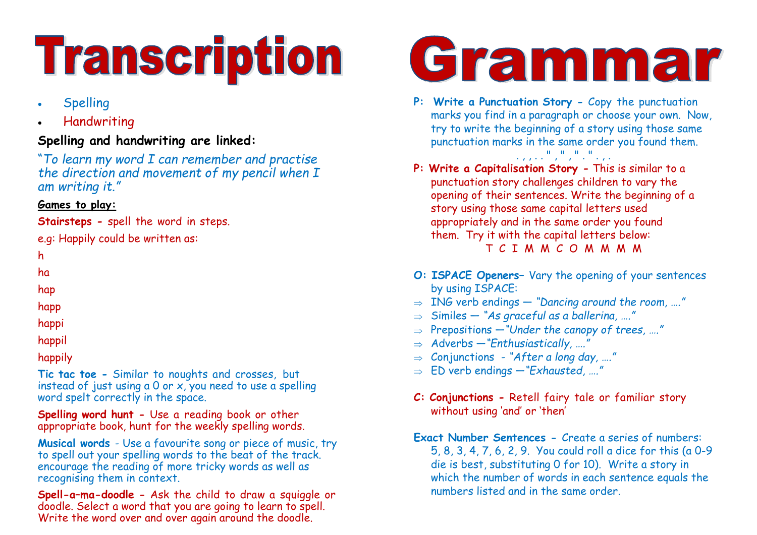# Transcription

- Spelling
- Handwriting

**Spelling and handwriting are linked:**

*"To learn my word I can remember and practise the direction and movement of my pencil when I am writing it."*

**Games to play:**

**Stairsteps -** spell the word in steps.

e.g: Happily could be written as:

h

ha

hap

happ

happi

happil

happily

**Tic tac toe -** Similar to noughts and crosses, but instead of just using a 0 or x, you need to use a spelling word spelt correctly in the space.

**Spelling word hunt -** Use a reading book or other appropriate book, hunt for the weekly spelling words.

**Musical words** - Use a favourite song or piece of music, try to spell out your spelling words to the beat of the track. encourage the reading of more tricky words as well as recognising them in context.

**Spell-a-ma-doodle -** Ask the child to draw a squiggle or doodle. Select a word that you are going to learn to spell. Write the word over and over again around the doodle.

# Grammar

**P: Write a Punctuation Story -** Copy the punctuation marks you find in a paragraph or choose your own. Now, try to write the beginning of a story using those same punctuation marks in the same order you found them.

. , , . . " , " , " . " . , .

**P: Write a Capitalisation Story -** This is similar to a punctuation story challenges children to vary the opening of their sentences. Write the beginning of a story using those same capital letters used appropriately and in the same order you found them. Try it with the capital letters below:

T C I M M C O M M M M

**O: ISPACE Openers**– Vary the opening of your sentences by using ISPACE:

- ⇒ ING verb endings — *"Dancing around the room, …."*
- ⇒ Similes — *"As graceful as a ballerina, …."*
- ⇒ Prepositions —*"Under the canopy of trees, …."*
- ⇒ Adverbs —*"Enthusiastically, …."*
- ⇒ Conjunctions - *"After a long day, …."*
- ⇒ ED verb endings —*"Exhausted, …."*

**C: Conjunctions -** Retell fairy tale or familiar story without using 'and' or 'then'

**Exact Number Sentences -** Create a series of numbers: 5, 8, 3, 4, 7, 6, 2, 9. You could roll a dice for this (a 0-9 die is best, substituting 0 for 10). Write a story in which the number of words in each sentence equals the numbers listed and in the same order.